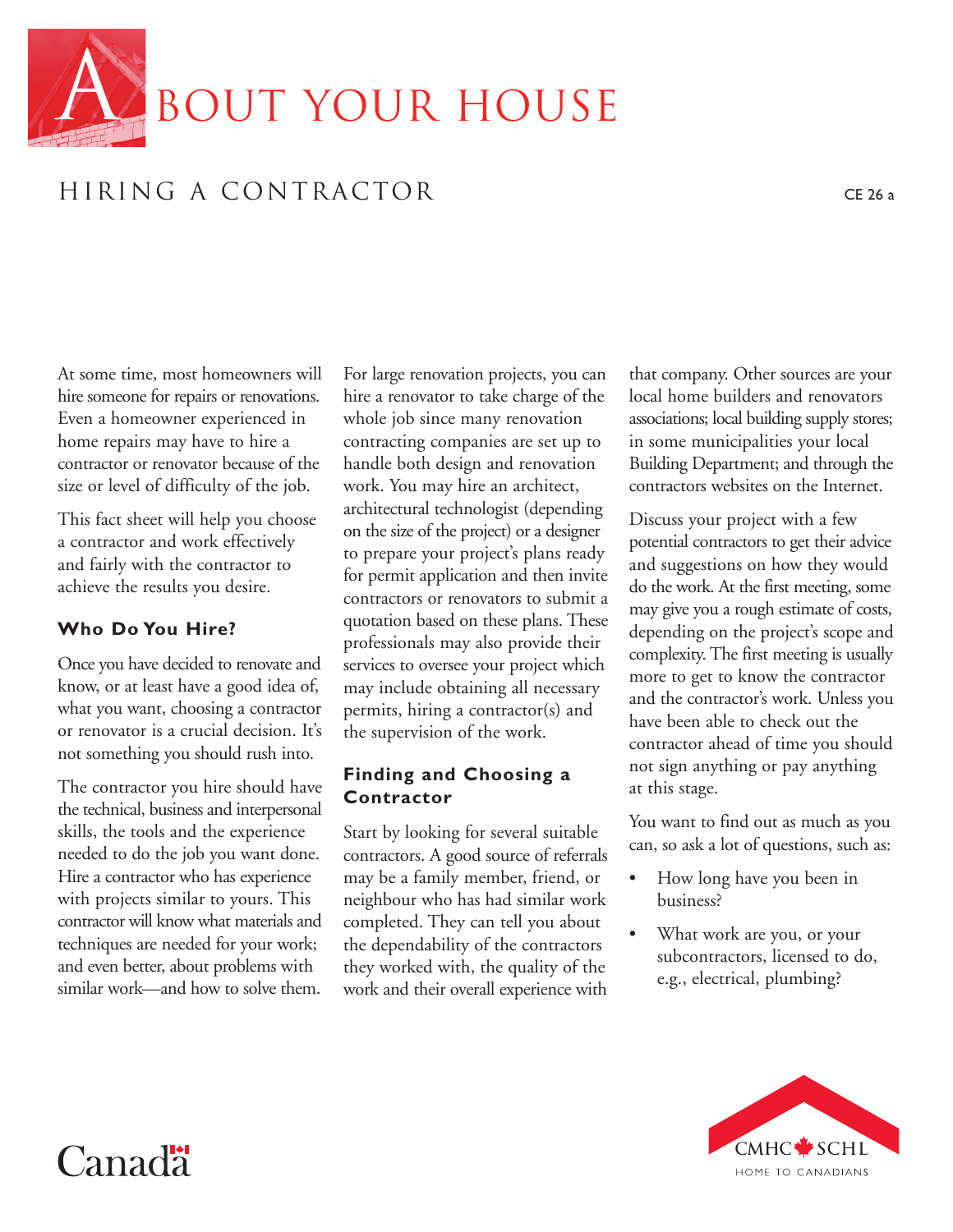# ABOUT YOUR HOUSE

## HIRING A CONTRACTOR

CE 26 a

At some time, most homeowners will hire someone for repairs or renovations. Even a homeowner experienced in home repairs may have to hire a contractor or renovator because of the size or level of difficulty of the job.

This fact sheet will help you choose a contractor and work effectively and fairly with the contractor to achieve the results you desire.

### Who Do You Hire?

Once you have decided to renovate and know, or at least have a good idea of, what you want, choosing a contractor or renovator is a crucial decision. It's not something you should rush into.

The contractor you hire should have the technical, business and interpersonal skills, the tools and the experience needed to do the job you want done. Hire a contractor who has experience with projects similar to yours. This contractor will know what materials and techniques are needed for your work; and even better, about problems with similar work—and how to solve them.

For large renovation projects, you can hire a renovator to take charge of the whole job since many renovation contracting companies are set up to handle both design and renovation work. You may hire an architect, architectural technologist (depending on the size of the project) or a designer to prepare your project's plans ready for permit application and then invite contractors or renovators to submit a quotation based on these plans. These professionals may also provide their services to oversee your project which may include obtaining all necessary permits, hiring a contractor(s) and the supervision of the work.

### Finding and Choosing a Contractor

Start by looking for several suitable contractors. A good source of referrals may be a family member, friend, or neighbour who has had similar work completed. They can tell you about the dependability of the contractors they worked with, the quality of the work and their overall experience with that company. Other sources are your local home builders and renovators associations; local building supply stores; in some municipalities your local Building Department; and through the contractors websites on the Internet.

Discuss your project with a few potential contractors to get their advice and suggestions on how they would do the work. At the first meeting, some may give you a rough estimate of costs, depending on the project's scope and complexity. The first meeting is usually more to get to know the contractor and the contractor's work. Unless you have been able to check out the contractor ahead of time you should not sign anything or pay anything at this stage.

You want to find out as much as you can, so ask a lot of questions, such as:

- How long have you been in business?
- What work are you, or your subcontractors, licensed to do, e.g., electrical, plumbing?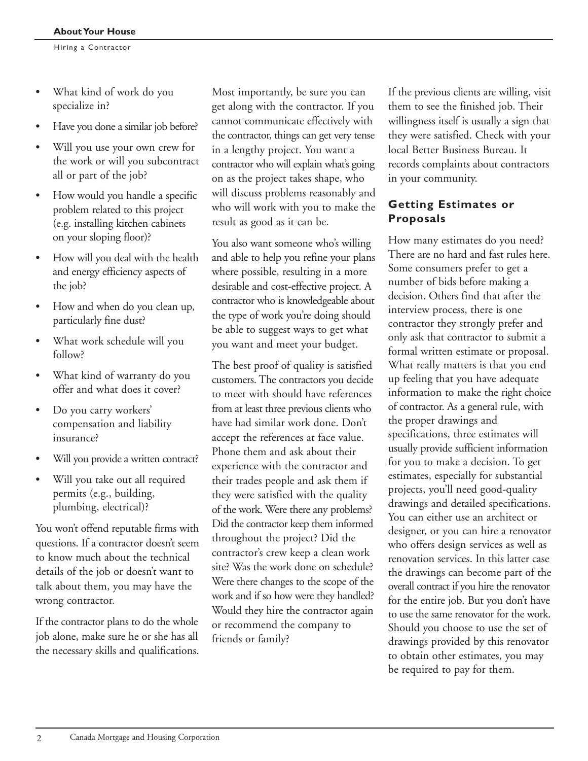- What kind of work do you specialize in?
- Have you done a similar job before?
- Will you use your own crew for the work or will you subcontract all or part of the job?
- How would you handle a specific problem related to this project (e.g. installing kitchen cabinets on your sloping floor)?
- How will you deal with the health and energy efficiency aspects of the job?
- How and when do you clean up, particularly fine dust?
- What work schedule will you follow?
- What kind of warranty do you offer and what does it cover?
- Do you carry workers' compensation and liability insurance?
- Will you provide a written contract?
- Will you take out all required permits (e.g., building, plumbing, electrical)?

You won't offend reputable firms with questions. If a contractor doesn't seem to know much about the technical details of the job or doesn't want to talk about them, you may have the wrong contractor.

If the contractor plans to do the whole job alone, make sure he or she has all the necessary skills and qualifications.

Most importantly, be sure you can get along with the contractor. If you cannot communicate effectively with the contractor, things can get very tense in a lengthy project. You want a contractor who will explain what's going on as the project takes shape, who will discuss problems reasonably and who will work with you to make the result as good as it can be.

You also want someone who's willing and able to help you refine your plans where possible, resulting in a more desirable and cost-effective project. A contractor who is knowledgeable about the type of work you're doing should be able to suggest ways to get what you want and meet your budget.

The best proof of quality is satisfied customers. The contractors you decide to meet with should have references from at least three previous clients who have had similar work done. Don't accept the references at face value. Phone them and ask about their experience with the contractor and their trades people and ask them if they were satisfied with the quality of the work. Were there any problems? Did the contractor keep them informed throughout the project? Did the contractor's crew keep a clean work site? Was the work done on schedule? Were there changes to the scope of the work and if so how were they handled? Would they hire the contractor again or recommend the company to friends or family?

If the previous clients are willing, visit them to see the finished job. Their willingness itself is usually a sign that they were satisfied. Check with your local Better Business Bureau. It records complaints about contractors in your community.

## Getting Estimates or Proposals

How many estimates do you need? There are no hard and fast rules here. Some consumers prefer to get a number of bids before making a decision. Others find that after the interview process, there is one contractor they strongly prefer and only ask that contractor to submit a formal written estimate or proposal. What really matters is that you end up feeling that you have adequate information to make the right choice of contractor. As a general rule, with the proper drawings and specifications, three estimates will usually provide sufficient information for you to make a decision. To get estimates, especially for substantial projects, you'll need good-quality drawings and detailed specifications. You can either use an architect or designer, or you can hire a renovator who offers design services as well as renovation services. In this latter case the drawings can become part of the overall contract if you hire the renovator for the entire job. But you don't have to use the same renovator for the work. Should you choose to use the set of drawings provided by this renovator to obtain other estimates, you may be required to pay for them.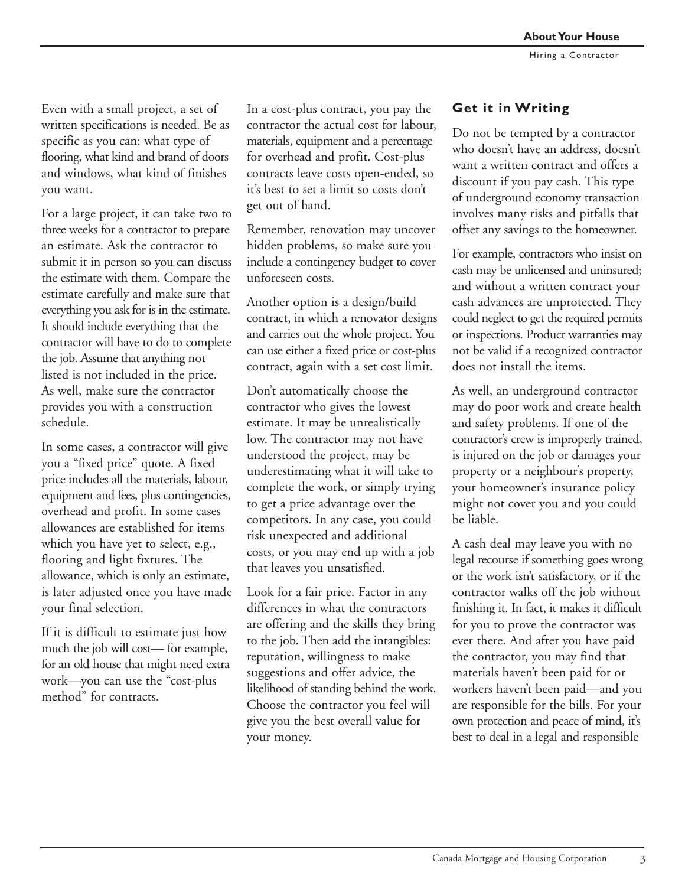Even with a small project, a set of written specifications is needed. Be as specific as you can: what type of flooring, what kind and brand of doors and windows, what kind of finishes you want.

For a large project, it can take two to three weeks for a contractor to prepare an estimate. Ask the contractor to submit it in person so you can discuss the estimate with them. Compare the estimate carefully and make sure that everything you ask for is in the estimate. It should include everything that the contractor will have to do to complete the job. Assume that anything not listed is not included in the price. As well, make sure the contractor provides you with a construction schedule.

In some cases, a contractor will give you a "fixed price" quote. A fixed price includes all the materials, labour, equipment and fees, plus contingencies, overhead and profit. In some cases allowances are established for items which you have yet to select, e.g., flooring and light fixtures. The allowance, which is only an estimate, is later adjusted once you have made your final selection.

If it is difficult to estimate just how much the job will cost— for example, for an old house that might need extra work—you can use the "cost-plus method" for contracts.

In a cost-plus contract, you pay the contractor the actual cost for labour, materials, equipment and a percentage for overhead and profit. Cost-plus contracts leave costs open-ended, so it's best to set a limit so costs don't get out of hand.

Remember, renovation may uncover hidden problems, so make sure you include a contingency budget to cover unforeseen costs.

Another option is a design/build contract, in which a renovator designs and carries out the whole project. You can use either a fixed price or cost-plus contract, again with a set cost limit.

Don't automatically choose the contractor who gives the lowest estimate. It may be unrealistically low. The contractor may not have understood the project, may be underestimating what it will take to complete the work, or simply trying to get a price advantage over the competitors. In any case, you could risk unexpected and additional costs, or you may end up with a job that leaves you unsatisfied.

Look for a fair price. Factor in any differences in what the contractors are offering and the skills they bring to the job. Then add the intangibles: reputation, willingness to make suggestions and offer advice, the likelihood of standing behind the work. Choose the contractor you feel will give you the best overall value for your money.

## Get it in Writing

Do not be tempted by a contractor who doesn't have an address, doesn't want a written contract and offers a discount if you pay cash. This type of underground economy transaction involves many risks and pitfalls that offset any savings to the homeowner.

For example, contractors who insist on cash may be unlicensed and uninsured; and without a written contract your cash advances are unprotected. They could neglect to get the required permits or inspections. Product warranties may not be valid if a recognized contractor does not install the items.

As well, an underground contractor may do poor work and create health and safety problems. If one of the contractor's crew is improperly trained, is injured on the job or damages your property or a neighbour's property, your homeowner's insurance policy might not cover you and you could be liable.

A cash deal may leave you with no legal recourse if something goes wrong or the work isn't satisfactory, or if the contractor walks off the job without finishing it. In fact, it makes it difficult for you to prove the contractor was ever there. And after you have paid the contractor, you may find that materials haven't been paid for or workers haven't been paid—and you are responsible for the bills. For your own protection and peace of mind, it's best to deal in a legal and responsible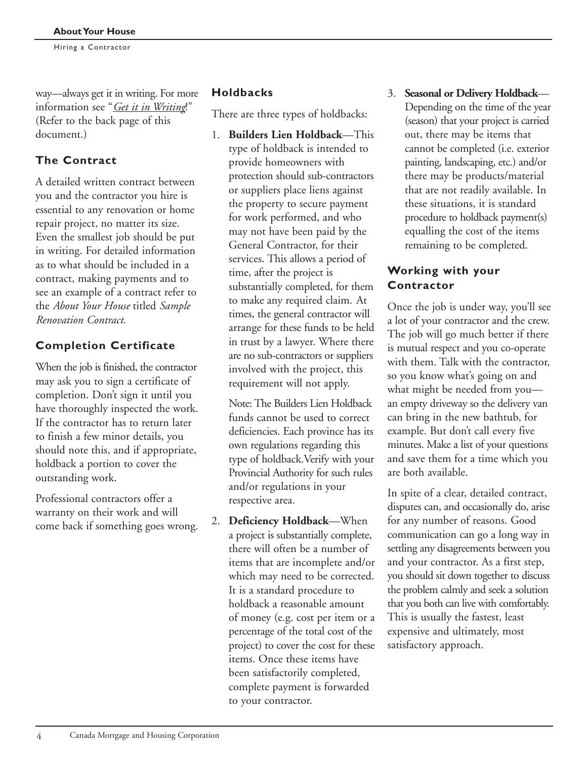way—always get it in writing. For more information see "*Get it in Writing*!" (Refer to the back page of this document.)

## The Contract

A detailed written contract between you and the contractor you hire is essential to any renovation or home repair project, no matter its size. Even the smallest job should be put in writing. For detailed information as to what should be included in a contract, making payments and to see an example of a contract refer to the *About Your House* titled *Sample Renovation Contract.*

## Completion Certificate

When the job is finished, the contractor may ask you to sign a certificate of completion. Don't sign it until you have thoroughly inspected the work. If the contractor has to return later to finish a few minor details, you should note this, and if appropriate, holdback a portion to cover the outstanding work.

Professional contractors offer a warranty on their work and will come back if something goes wrong.

## Holdbacks

There are three types of holdbacks:

1. **Builders Lien Holdback**—This type of holdback is intended to provide homeowners with protection should sub-contractors or suppliers place liens against the property to secure payment for work performed, and who may not have been paid by the General Contractor, for their services. This allows a period of time, after the project is substantially completed, for them to make any required claim. At times, the general contractor will arrange for these funds to be held in trust by a lawyer. Where there are no sub-contractors or suppliers involved with the project, this requirement will not apply.

   Note: The Builders Lien Holdback funds cannot be used to correct deficiencies. Each province has its own regulations regarding this type of holdback.Verify with your Provincial Authority for such rules and/or regulations in your respective area.

2. **Deficiency Holdback**—When a project is substantially complete, there will often be a number of items that are incomplete and/or which may need to be corrected. It is a standard procedure to holdback a reasonable amount of money (e.g. cost per item or a percentage of the total cost of the project) to cover the cost for these items. Once these items have been satisfactorily completed, complete payment is forwarded to your contractor.

3. **Seasonal or Delivery Holdback**—Depending on the time of the year (season) that your project is carried out, there may be items that cannot be completed (i.e. exterior painting, landscaping, etc.) and/or there may be products/material that are not readily available. In these situations, it is standard procedure to holdback payment(s) equalling the cost of the items remaining to be completed.

## Working with your Contractor

Once the job is under way, you'll see a lot of your contractor and the crew. The job will go much better if there is mutual respect and you co-operate with them. Talk with the contractor, so you know what's going on and what might be needed from you—an empty driveway so the delivery van can bring in the new bathtub, for example. But don't call every five minutes. Make a list of your questions and save them for a time which you are both available.

In spite of a clear, detailed contract, disputes can, and occasionally do, arise for any number of reasons. Good communication can go a long way in settling any disagreements between you and your contractor. As a first step, you should sit down together to discuss the problem calmly and seek a solution that you both can live with comfortably. This is usually the fastest, least expensive and ultimately, most satisfactory approach.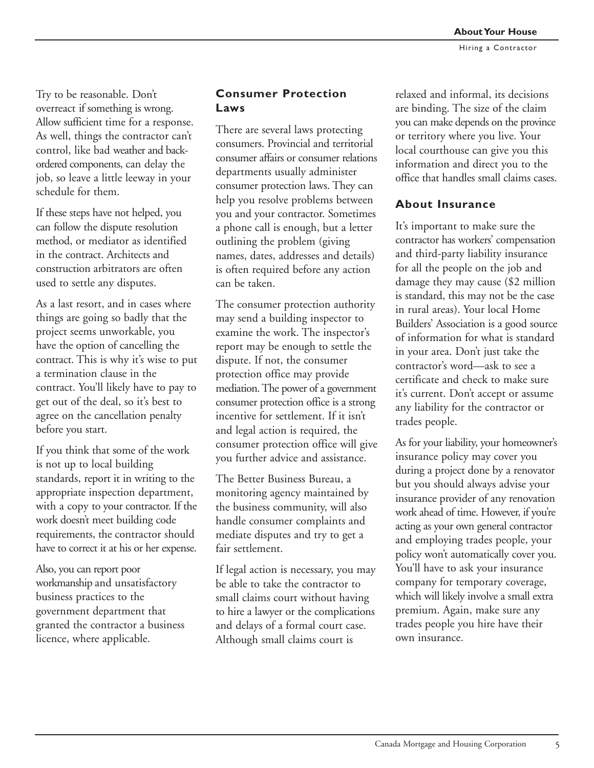Try to be reasonable. Don't overreact if something is wrong. Allow sufficient time for a response. As well, things the contractor can't control, like bad weather and back-ordered components, can delay the job, so leave a little leeway in your schedule for them.

If these steps have not helped, you can follow the dispute resolution method, or mediator as identified in the contract. Architects and construction arbitrators are often used to settle any disputes.

As a last resort, and in cases where things are going so badly that the project seems unworkable, you have the option of cancelling the contract. This is why it's wise to put a termination clause in the contract. You'll likely have to pay to get out of the deal, so it's best to agree on the cancellation penalty before you start.

If you think that some of the work is not up to local building standards, report it in writing to the appropriate inspection department, with a copy to your contractor. If the work doesn't meet building code requirements, the contractor should have to correct it at his or her expense.

Also, you can report poor workmanship and unsatisfactory business practices to the government department that granted the contractor a business licence, where applicable.

## Consumer Protection Laws

There are several laws protecting consumers. Provincial and territorial consumer affairs or consumer relations departments usually administer consumer protection laws. They can help you resolve problems between you and your contractor. Sometimes a phone call is enough, but a letter outlining the problem (giving names, dates, addresses and details) is often required before any action can be taken.

The consumer protection authority may send a building inspector to examine the work. The inspector's report may be enough to settle the dispute. If not, the consumer protection office may provide mediation. The power of a government consumer protection office is a strong incentive for settlement. If it isn't and legal action is required, the consumer protection office will give you further advice and assistance.

The Better Business Bureau, a monitoring agency maintained by the business community, will also handle consumer complaints and mediate disputes and try to get a fair settlement.

If legal action is necessary, you may be able to take the contractor to small claims court without having to hire a lawyer or the complications and delays of a formal court case. Although small claims court is relaxed and informal, its decisions are binding. The size of the claim you can make depends on the province or territory where you live. Your local courthouse can give you this information and direct you to the office that handles small claims cases.

## About Insurance

It's important to make sure the contractor has workers' compensation and third-party liability insurance for all the people on the job and damage they may cause ($2 million is standard, this may not be the case in rural areas). Your local Home Builders' Association is a good source of information for what is standard in your area. Don't just take the contractor's word—ask to see a certificate and check to make sure it's current. Don't accept or assume any liability for the contractor or trades people.

As for your liability, your homeowner's insurance policy may cover you during a project done by a renovator but you should always advise your insurance provider of any renovation work ahead of time. However, if you're acting as your own general contractor and employing trades people, your policy won't automatically cover you. You'll have to ask your insurance company for temporary coverage, which will likely involve a small extra premium. Again, make sure any trades people you hire have their own insurance.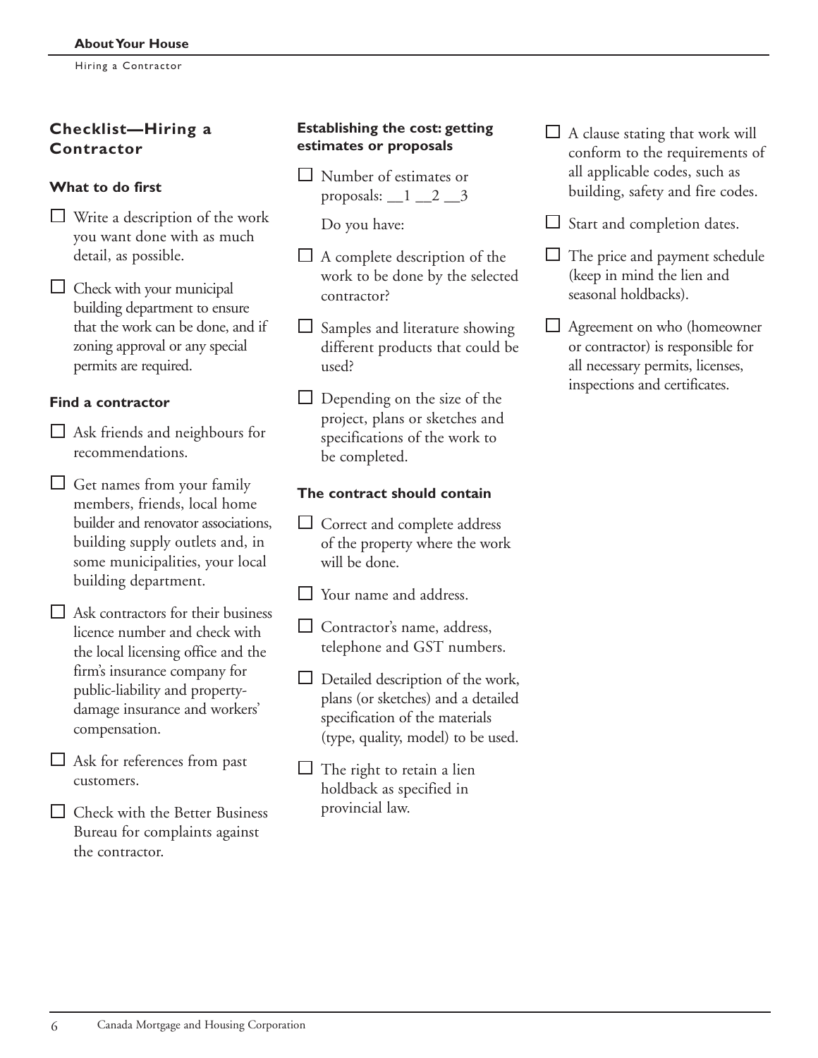## Checklist—Hiring a Contractor

### What to do first

- [ ] Write a description of the work you want done with as much detail, as possible.
- [ ] Check with your municipal building department to ensure that the work can be done, and if zoning approval or any special permits are required.

### Find a contractor

- [ ] Ask friends and neighbours for recommendations.
- [ ] Get names from your family members, friends, local home builder and renovator associations, building supply outlets and, in some municipalities, your local building department.
- [ ] Ask contractors for their business licence number and check with the local licensing office and the firm's insurance company for public-liability and property-damage insurance and workers' compensation.
- [ ] Ask for references from past customers.
- [ ] Check with the Better Business Bureau for complaints against the contractor.

### Establishing the cost: getting estimates or proposals

- [ ] Number of estimates or proposals: __1 __2 __3

  Do you have:

- [ ] A complete description of the work to be done by the selected contractor?
- [ ] Samples and literature showing different products that could be used?
- [ ] Depending on the size of the project, plans or sketches and specifications of the work to be completed.

### The contract should contain

- [ ] Correct and complete address of the property where the work will be done.
- [ ] Your name and address.
- [ ] Contractor's name, address, telephone and GST numbers.
- [ ] Detailed description of the work, plans (or sketches) and a detailed specification of the materials (type, quality, model) to be used.
- [ ] The right to retain a lien holdback as specified in provincial law.
- [ ] A clause stating that work will conform to the requirements of all applicable codes, such as building, safety and fire codes.
- [ ] Start and completion dates.
- [ ] The price and payment schedule (keep in mind the lien and seasonal holdbacks).
- [ ] Agreement on who (homeowner or contractor) is responsible for all necessary permits, licenses, inspections and certificates.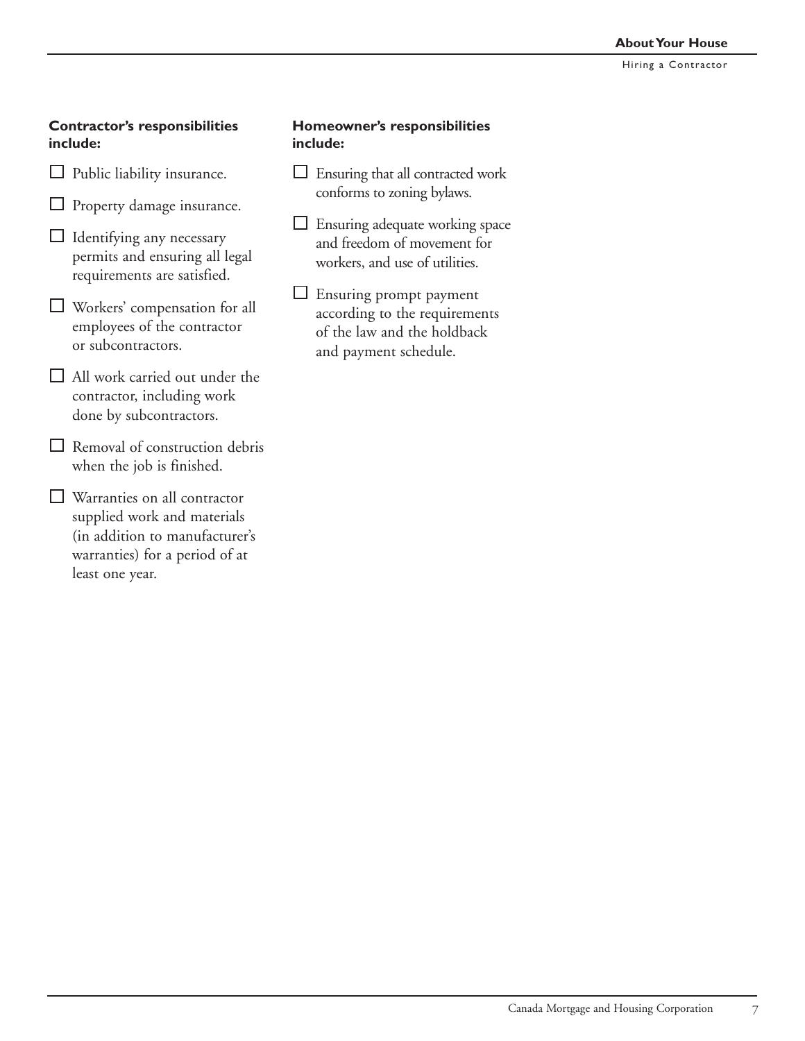**Contractor's responsibilities include:**

- [ ] Public liability insurance.
- [ ] Property damage insurance.
- [ ] Identifying any necessary permits and ensuring all legal requirements are satisfied.
- [ ] Workers' compensation for all employees of the contractor or subcontractors.
- [ ] All work carried out under the contractor, including work done by subcontractors.
- [ ] Removal of construction debris when the job is finished.
- [ ] Warranties on all contractor supplied work and materials (in addition to manufacturer's warranties) for a period of at least one year.

**Homeowner's responsibilities include:**

- [ ] Ensuring that all contracted work conforms to zoning bylaws.
- [ ] Ensuring adequate working space and freedom of movement for workers, and use of utilities.
- [ ] Ensuring prompt payment according to the requirements of the law and the holdback and payment schedule.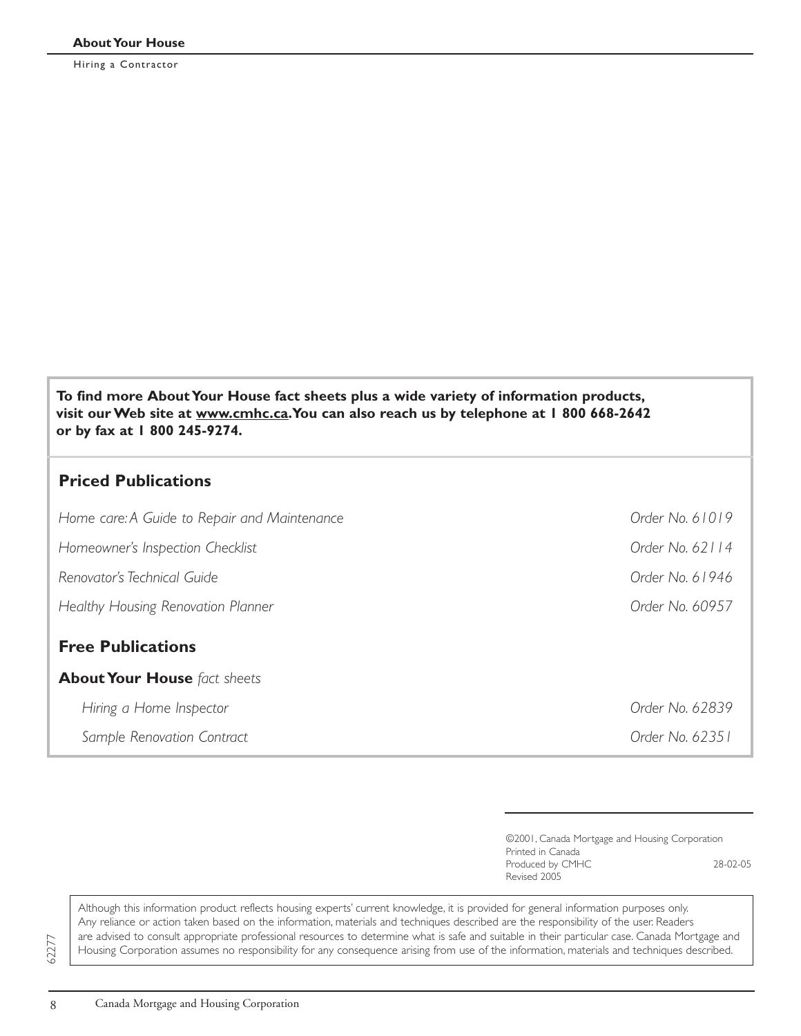**To find more About Your House fact sheets plus a wide variety of information products, visit our Web site at www.cmhc.ca. You can also reach us by telephone at 1 800 668-2642 or by fax at 1 800 245-9274.**

## Priced Publications

| | |
|---|---|
| *Home care: A Guide to Repair and Maintenance* | *Order No. 61019* |
| *Homeowner's Inspection Checklist* | *Order No. 62114* |
| *Renovator's Technical Guide* | *Order No. 61946* |
| *Healthy Housing Renovation Planner* | *Order No. 60957* |

## Free Publications

**About Your House** *fact sheets*

| | |
|---|---|
| *Hiring a Home Inspector* | *Order No. 62839* |
| *Sample Renovation Contract* | *Order No. 62351* |

©2001, Canada Mortgage and Housing Corporation
Printed in Canada
Produced by CMHC 28-02-05
Revised 2005

Although this information product reflects housing experts' current knowledge, it is provided for general information purposes only. Any reliance or action taken based on the information, materials and techniques described are the responsibility of the user. Readers are advised to consult appropriate professional resources to determine what is safe and suitable in their particular case. Canada Mortgage and Housing Corporation assumes no responsibility for any consequence arising from use of the information, materials and techniques described.

62277